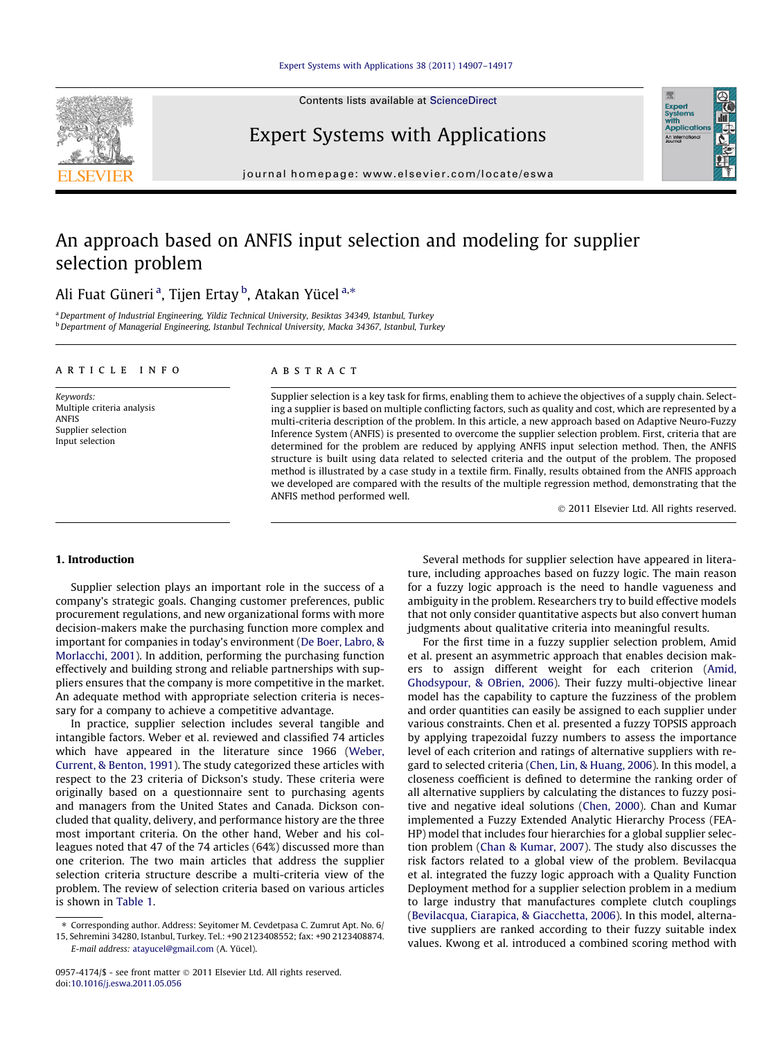# An approach based on ANFIS input selection and modeling for supplier selection problem

Ali Fuat Güneri [a], Tijen Ertay [b], Atakan Yücel [a,*]

[a] Department of Industrial Engineering, Yildiz Technical University, Besiktas 34349, Istanbul, Turkey
[b] Department of Managerial Engineering, Istanbul Technical University, Macka 34367, Istanbul, Turkey

## ARTICLE INFO

*Keywords:*
Multiple criteria analysis
ANFIS
Supplier selection
Input selection

## ABSTRACT

Supplier selection is a key task for firms, enabling them to achieve the objectives of a supply chain. Selecting a supplier is based on multiple conflicting factors, such as quality and cost, which are represented by a multi-criteria description of the problem. In this article, a new approach based on Adaptive Neuro-Fuzzy Inference System (ANFIS) is presented to overcome the supplier selection problem. First, criteria that are determined for the problem are reduced by applying ANFIS input selection method. Then, the ANFIS structure is built using data related to selected criteria and the output of the problem. The proposed method is illustrated by a case study in a textile firm. Finally, results obtained from the ANFIS approach we developed are compared with the results of the multiple regression method, demonstrating that the ANFIS method performed well.

© 2011 Elsevier Ltd. All rights reserved.

## 1. Introduction

Supplier selection plays an important role in the success of a company's strategic goals. Changing customer preferences, public procurement regulations, and new organizational forms with more decision-makers make the purchasing function more complex and important for companies in today's environment (De Boer, Labro, & Morlacchi, 2001). In addition, performing the purchasing function effectively and building strong and reliable partnerships with suppliers ensures that the company is more competitive in the market. An adequate method with appropriate selection criteria is necessary for a company to achieve a competitive advantage.

In practice, supplier selection includes several tangible and intangible factors. Weber et al. reviewed and classified 74 articles which have appeared in the literature since 1966 (Weber, Current, & Benton, 1991). The study categorized these articles with respect to the 23 criteria of Dickson's study. These criteria were originally based on a questionnaire sent to purchasing agents and managers from the United States and Canada. Dickson concluded that quality, delivery, and performance history are the three most important criteria. On the other hand, Weber and his colleagues noted that 47 of the 74 articles (64%) discussed more than one criterion. The two main articles that address the supplier selection criteria structure describe a multi-criteria view of the problem. The review of selection criteria based on various articles is shown in Table 1.

Several methods for supplier selection have appeared in literature, including approaches based on fuzzy logic. The main reason for a fuzzy logic approach is the need to handle vagueness and ambiguity in the problem. Researchers try to build effective models that not only consider quantitative aspects but also convert human judgments about qualitative criteria into meaningful results.

For the first time in a fuzzy supplier selection problem, Amid et al. present an asymmetric approach that enables decision makers to assign different weight for each criterion (Amid, Ghodsypour, & OBrien, 2006). Their fuzzy multi-objective linear model has the capability to capture the fuzziness of the problem and order quantities can easily be assigned to each supplier under various constraints. Chen et al. presented a fuzzy TOPSIS approach by applying trapezoidal fuzzy numbers to assess the importance level of each criterion and ratings of alternative suppliers with regard to selected criteria (Chen, Lin, & Huang, 2006). In this model, a closeness coefficient is defined to determine the ranking order of all alternative suppliers by calculating the distances to fuzzy positive and negative ideal solutions (Chen, 2000). Chan and Kumar implemented a Fuzzy Extended Analytic Hierarchy Process (FEA-HP) model that includes four hierarchies for a global supplier selection problem (Chan & Kumar, 2007). The study also discusses the risk factors related to a global view of the problem. Bevilacqua et al. integrated the fuzzy logic approach with a Quality Function Deployment method for a supplier selection problem in a medium to large industry that manufactures complete clutch couplings (Bevilacqua, Ciarapica, & Giacchetta, 2006). In this model, alternative suppliers are ranked according to their fuzzy suitable index values. Kwong et al. introduced a combined scoring method with

---

* Corresponding author. Address: Seyitomer M. Cevdetpasa C. Zumrut Apt. No. 6/15, Sehremini 34280, Istanbul, Turkey. Tel.: +90 2123408552; fax: +90 2123408874.
*E-mail address:* atayucel@gmail.com (A. Yücel).

0957-4174/$ - see front matter © 2011 Elsevier Ltd. All rights reserved.
doi:10.1016/j.eswa.2011.05.056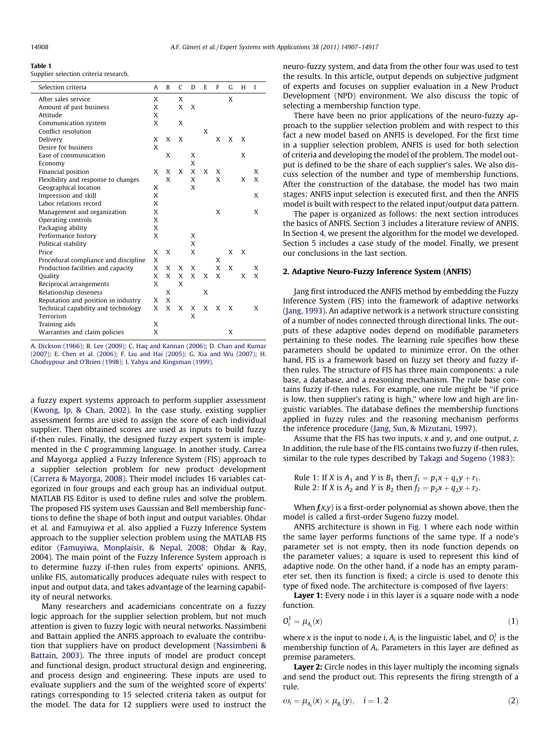**Table 1**
Supplier selection criteria research.

| Selection criteria | A | B | C | D | E | F | G | H | I |
|---|---|---|---|---|---|---|---|---|---|
| After sales service | X | | X | | | | X | | |
| Amount of past business | X | | X | X | | | | | |
| Attitude | X | | | | | | | | |
| Communication system | X | | X | | | | | | |
| Conflict resolution | | | | | X | | | | |
| Delivery | X | X | X | | | X | X | X | |
| Desire for business | X | | | | | | | | |
| Ease of communication | | X | | X | | | | X | |
| Economy | | | | X | | | | | |
| Financial position | X | X | X | X | X | X | | | X |
| Flexibility and response to changes | | X | | X | | X | | X | X |
| Geographical location | X | | | X | | | | | |
| Impression and skill | X | | | | | | | | X |
| Labor relations record | X | | | | | | | | |
| Management and organization | X | | | | | X | | | X |
| Operating controls | X | | | | | | | | |
| Packaging ability | X | | | | | | | | |
| Performance history | X | | | X | | | | | |
| Political stability | | | | X | | | | | |
| Price | X | X | | X | | | X | X | |
| Procedural compliance and discipline | X | | | | | X | | | |
| Production facilities and capacity | X | X | X | X | | X | X | | X |
| Quality | X | X | X | X | X | X | | X | X |
| Reciprocal arrangements | X | | X | | | | | | |
| Relationship closeness | | X | | | X | | | | |
| Reputation and position in industry | X | X | | | | | | | |
| Technical capability and technology | X | X | X | X | X | X | X | | X |
| Terrorism | | | | X | | | | | |
| Training aids | X | | | | | | | | |
| Warranties and claim policies | X | | | | | | X | | |

A. Dickson (1966); B. Lee (2009); C. Haq and Kannan (2006); D. Chan and Kumar (2007); E. Chen et al. (2006); F. Liu and Hai (2005); G. Xia and Wu (2007); H. Ghodsypour and O'Brien (1998); I. Yahya and Kingsman (1999).

a fuzzy expert systems approach to perform supplier assessment (Kwong, Ip, & Chan, 2002). In the case study, existing supplier assessment forms are used to assign the score of each individual supplier. Then obtained scores are used as inputs to build fuzzy if-then rules. Finally, the designed fuzzy expert system is implemented in the C programming language. In another study, Carrea and Mayorga applied a Fuzzy Inference System (FIS) approach to a supplier selection problem for new product development (Carrera & Mayorga, 2008). Their model includes 16 variables categorized in four groups and each group has an individual output. MATLAB FIS Editor is used to define rules and solve the problem. The proposed FIS system uses Gaussian and Bell membership functions to define the shape of both input and output variables. Ohdar et al. and Famuyiwa et al. also applied a Fuzzy Inference System approach to the supplier selection problem using the MATLAB FIS editor (Famuyiwa, Monplaisir, & Nepal, 2008; Ohdar & Ray, 2004). The main point of the Fuzzy Inference System approach is to determine fuzzy if-then rules from experts' opinions. ANFIS, unlike FIS, automatically produces adequate rules with respect to input and output data, and takes advantage of the learning capability of neural networks.

Many researchers and academicians concentrate on a fuzzy logic approach for the supplier selection problem, but not much attention is given to fuzzy logic with neural networks. Nassimbeni and Battain applied the ANFIS approach to evaluate the contribution that suppliers have on product development (Nassimbeni & Battain, 2003). The three inputs of model are product concept and functional design, product structural design and engineering, and process design and engineering. These inputs are used to evaluate suppliers and the sum of the weighted score of experts' ratings corresponding to 15 selected criteria taken as output for the model. The data for 12 suppliers were used to instruct the neuro-fuzzy system, and data from the other four was used to test the results. In this article, output depends on subjective judgment of experts and focuses on supplier evaluation in a New Product Development (NPD) environment. We also discuss the topic of selecting a membership function type.

There have been no prior applications of the neuro-fuzzy approach to the supplier selection problem and with respect to this fact a new model based on ANFIS is developed. For the first time in a supplier selection problem, ANFIS is used for both selection of criteria and developing the model of the problem. The model output is defined to be the share of each supplier's sales. We also discuss selection of the number and type of membership functions. After the construction of the database, the model has two main stages: ANFIS input selection is executed first, and then the ANFIS model is built with respect to the related input/output data pattern.

The paper is organized as follows: the next section introduces the basics of ANFIS. Section 3 includes a literature review of ANFIS. In Section 4, we present the algorithm for the model we developed. Section 5 includes a case study of the model. Finally, we present our conclusions in the last section.

## 2. Adaptive Neuro-Fuzzy Inference System (ANFIS)

Jang first introduced the ANFIS method by embedding the Fuzzy Inference System (FIS) into the framework of adaptive networks (Jang, 1993). An adaptive network is a network structure consisting of a number of nodes connected through directional links. The outputs of these adaptive nodes depend on modifiable parameters pertaining to these nodes. The learning rule specifies how these parameters should be updated to minimize error. On the other hand, FIS is a framework based on fuzzy set theory and fuzzy if-then rules. The structure of FIS has three main components: a rule base, a database, and a reasoning mechanism. The rule base contains fuzzy if-then rules. For example, one rule might be "if price is low, then supplier's rating is high," where low and high are linguistic variables. The database defines the membership functions applied in fuzzy rules and the reasoning mechanism performs the inference procedure (Jang, Sun, & Mizutani, 1997).

Assume that the FIS has two inputs, $x$ and $y$, and one output, $z$. In addition, the rule base of the FIS contains two fuzzy if-then rules, similar to the rule types described by Takagi and Sugeno (1983):

Rule 1: If $X$ is $A_1$ and $Y$ is $B_1$ then $f_1 = p_1x + q_1y + r_1$.
Rule 2: If $X$ is $A_2$ and $Y$ is $B_2$ then $f_2 = p_2x + q_2y + r_2$.

When $f(x,y)$ is a first-order polynomial as shown above, then the model is called a first-order Sugeno fuzzy model.

ANFIS architecture is shown in Fig. 1 where each node within the same layer performs functions of the same type. If a node's parameter set is not empty, then its node function depends on the parameter values; a square is used to represent this kind of adaptive node. On the other hand, if a node has an empty parameter set, then its function is fixed; a circle is used to denote this type of fixed node. The architecture is composed of five layers:

**Layer 1:** Every node i in this layer is a square node with a node function.

$$O_i^1 = \mu_{A_i}(x) \tag{1}$$

where $x$ is the input to node $i$, $A_i$ is the linguistic label, and $O_i^1$ is the membership function of $A_i$. Parameters in this layer are defined as premise parameters.

**Layer 2:** Circle nodes in this layer multiply the incoming signals and send the product out. This represents the firing strength of a rule.

$$\omega_i = \mu_{A_i}(x) \times \mu_{B_i}(y), \quad i = 1, 2 \tag{2}$$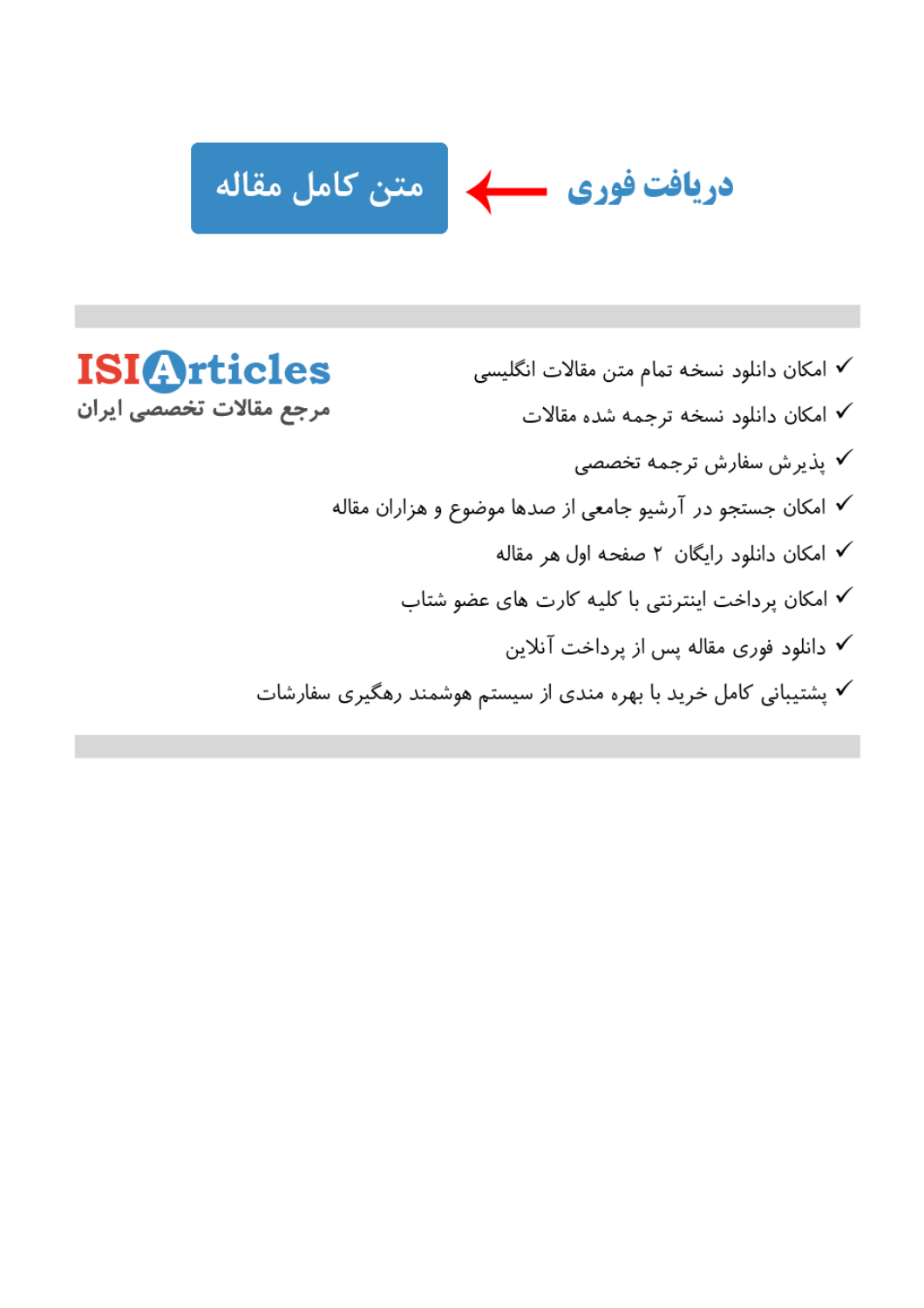دریافت فوری ← **متن کامل مقاله**

**ISIArticles**
مرجع مقالات تخصصی ایران

- ✓ امکان دانلود نسخه تمام متن مقالات انگلیسی
- ✓ امکان دانلود نسخه ترجمه شده مقالات
- ✓ پذیرش سفارش ترجمه تخصصی
- ✓ امکان جستجو در آرشیو جامعی از صدها موضوع و هزاران مقاله
- ✓ امکان دانلود رایگان ۲ صفحه اول هر مقاله
- ✓ امکان پرداخت اینترنتی با کلیه کارت های عضو شتاب
- ✓ دانلود فوری مقاله پس از پرداخت آنلاین
- ✓ پشتیبانی کامل خرید با بهره مندی از سیستم هوشمند رهگیری سفارشات